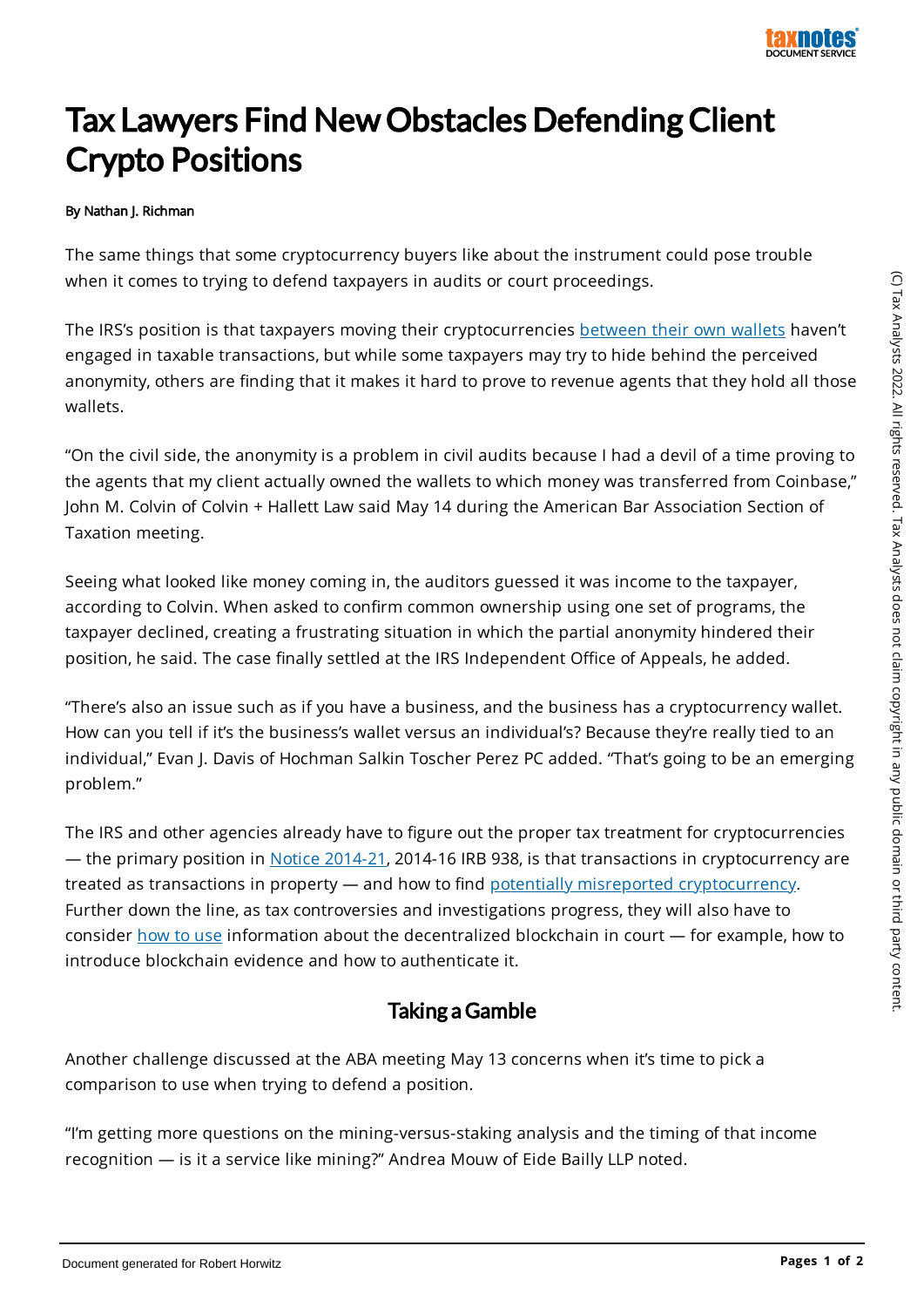# Tax Lawyers Find New Obstacles Defending Client Crypto Positions

**By Nathan J. Richman**

The same things that some cryptocurrency buyers like about the instrument could pose trouble when it comes to trying to defend taxpayers in audits or court proceedings.

The IRS's position is that taxpayers moving their cryptocurrencies between their own wallets haven't engaged in taxable transactions, but while some taxpayers may try to hide behind the perceived anonymity, others are finding that it makes it hard to prove to revenue agents that they hold all those wallets.

"On the civil side, the anonymity is a problem in civil audits because I had a devil of a time proving to the agents that my client actually owned the wallets to which money was transferred from Coinbase," John M. Colvin of Colvin + Hallett Law said May 14 during the American Bar Association Section of Taxation meeting.

Seeing what looked like money coming in, the auditors guessed it was income to the taxpayer, according to Colvin. When asked to confirm common ownership using one set of programs, the taxpayer declined, creating a frustrating situation in which the partial anonymity hindered their position, he said. The case finally settled at the IRS Independent Office of Appeals, he added.

"There's also an issue such as if you have a business, and the business has a cryptocurrency wallet. How can you tell if it's the business's wallet versus an individual's? Because they're really tied to an individual," Evan J. Davis of Hochman Salkin Toscher Perez PC added. "That's going to be an emerging problem."

The IRS and other agencies already have to figure out the proper tax treatment for cryptocurrencies — the primary position in Notice 2014-21, 2014-16 IRB 938, is that transactions in cryptocurrency are treated as transactions in property — and how to find potentially misreported cryptocurrency. Further down the line, as tax controversies and investigations progress, they will also have to consider how to use information about the decentralized blockchain in court — for example, how to introduce blockchain evidence and how to authenticate it.

## Taking a Gamble

Another challenge discussed at the ABA meeting May 13 concerns when it's time to pick a comparison to use when trying to defend a position.

"I'm getting more questions on the mining-versus-staking analysis and the timing of that income recognition — is it a service like mining?" Andrea Mouw of Eide Bailly LLP noted.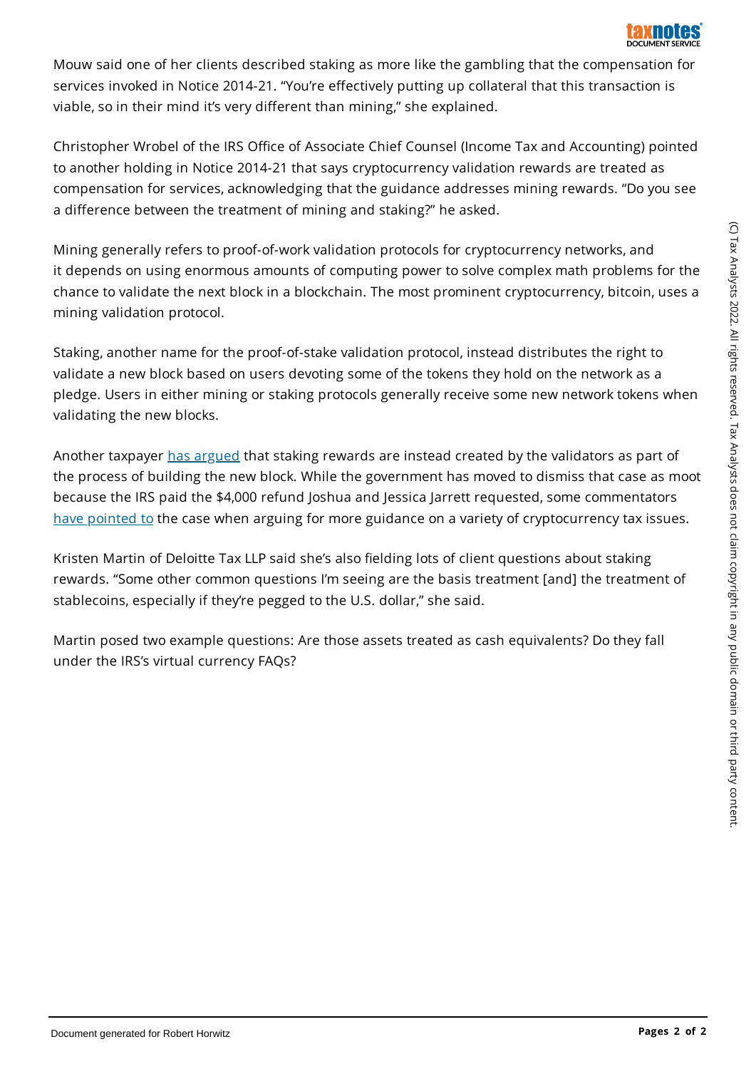Mouw said one of her clients described staking as more like the gambling that the compensation for services invoked in Notice 2014-21. “You’re effectively putting up collateral that this transaction is viable, so in their mind it’s very different than mining,” she explained.

Christopher Wrobel of the IRS Office of Associate Chief Counsel (Income Tax and Accounting) pointed to another holding in Notice 2014-21 that says cryptocurrency validation rewards are treated as compensation for services, acknowledging that the guidance addresses mining rewards. “Do you see a difference between the treatment of mining and staking?” he asked.

Mining generally refers to proof-of-work validation protocols for cryptocurrency networks, and it depends on using enormous amounts of computing power to solve complex math problems for the chance to validate the next block in a blockchain. The most prominent cryptocurrency, bitcoin, uses a mining validation protocol.

Staking, another name for the proof-of-stake validation protocol, instead distributes the right to validate a new block based on users devoting some of the tokens they hold on the network as a pledge. Users in either mining or staking protocols generally receive some new network tokens when validating the new blocks.

Another taxpayer has argued that staking rewards are instead created by the validators as part of the process of building the new block. While the government has moved to dismiss that case as moot because the IRS paid the $4,000 refund Joshua and Jessica Jarrett requested, some commentators have pointed to the case when arguing for more guidance on a variety of cryptocurrency tax issues.

Kristen Martin of Deloitte Tax LLP said she’s also fielding lots of client questions about staking rewards. “Some other common questions I’m seeing are the basis treatment [and] the treatment of stablecoins, especially if they’re pegged to the U.S. dollar,” she said.

Martin posed two example questions: Are those assets treated as cash equivalents? Do they fall under the IRS’s virtual currency FAQs?